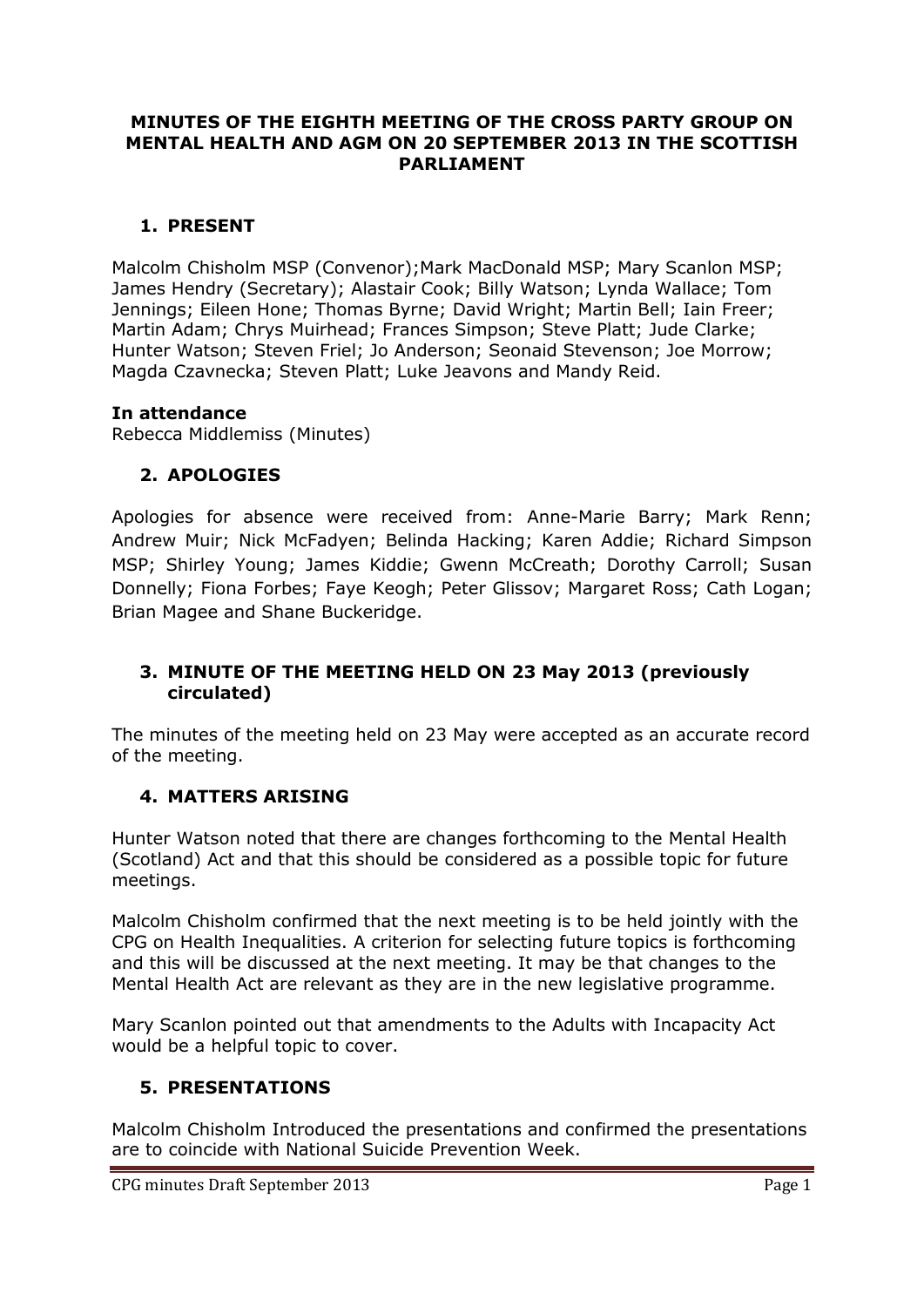# MINUTES OF THE EIGHTH MEETING OF THE CROSS PARTY GROUP ON MENTAL HEALTH AND AGM ON 20 SEPTEMBER 2013 IN THE SCOTTISH PARLIAMENT

## 1. PRESENT

Malcolm Chisholm MSP (Convenor);Mark MacDonald MSP; Mary Scanlon MSP; James Hendry (Secretary); Alastair Cook; Billy Watson; Lynda Wallace; Tom Jennings; Eileen Hone; Thomas Byrne; David Wright; Martin Bell; Iain Freer; Martin Adam; Chrys Muirhead; Frances Simpson; Steve Platt; Jude Clarke; Hunter Watson; Steven Friel; Jo Anderson; Seonaid Stevenson; Joe Morrow; Magda Czavnecka; Steven Platt; Luke Jeavons and Mandy Reid.

**In attendance**

Rebecca Middlemiss (Minutes)

## 2. APOLOGIES

Apologies for absence were received from: Anne-Marie Barry; Mark Renn; Andrew Muir; Nick McFadyen; Belinda Hacking; Karen Addie; Richard Simpson MSP; Shirley Young; James Kiddie; Gwenn McCreath; Dorothy Carroll; Susan Donnelly; Fiona Forbes; Faye Keogh; Peter Glissov; Margaret Ross; Cath Logan; Brian Magee and Shane Buckeridge.

## 3. MINUTE OF THE MEETING HELD ON 23 May 2013 (previously circulated)

The minutes of the meeting held on 23 May were accepted as an accurate record of the meeting.

## 4. MATTERS ARISING

Hunter Watson noted that there are changes forthcoming to the Mental Health (Scotland) Act and that this should be considered as a possible topic for future meetings.

Malcolm Chisholm confirmed that the next meeting is to be held jointly with the CPG on Health Inequalities. A criterion for selecting future topics is forthcoming and this will be discussed at the next meeting. It may be that changes to the Mental Health Act are relevant as they are in the new legislative programme.

Mary Scanlon pointed out that amendments to the Adults with Incapacity Act would be a helpful topic to cover.

## 5. PRESENTATIONS

Malcolm Chisholm Introduced the presentations and confirmed the presentations are to coincide with National Suicide Prevention Week.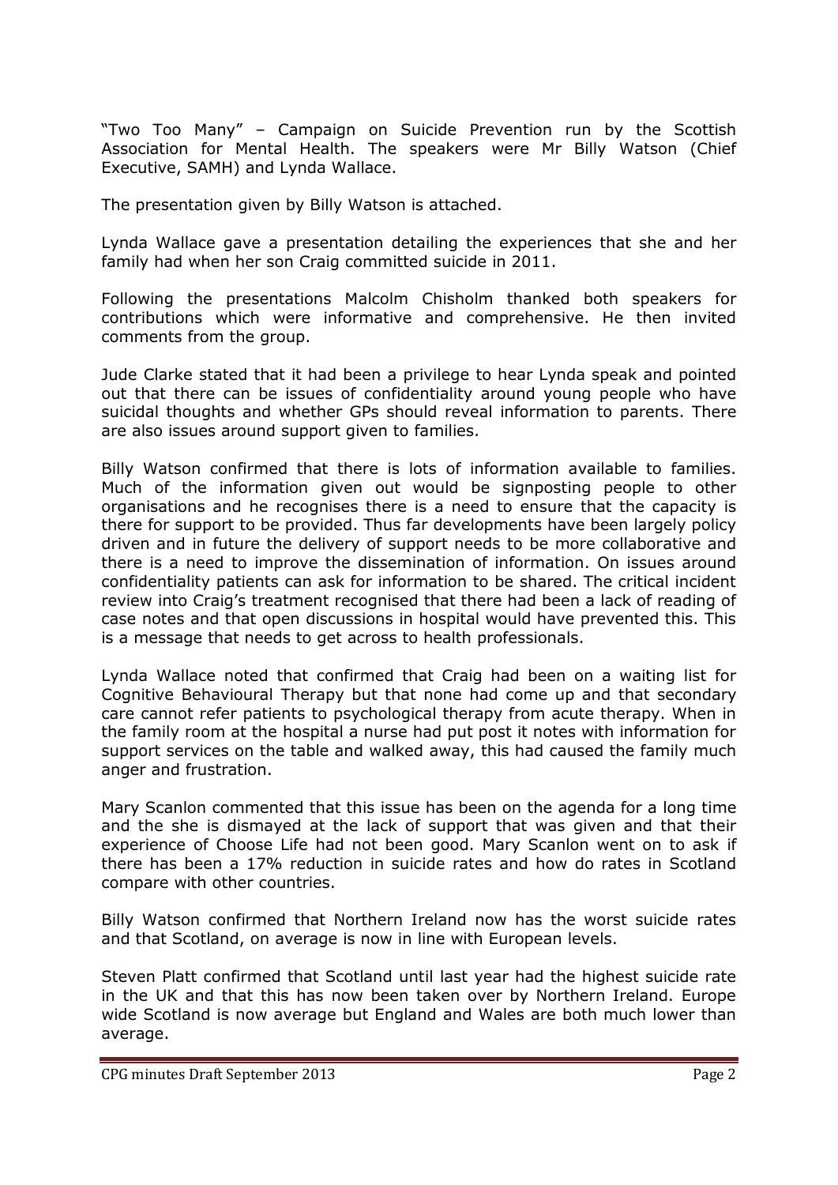"Two Too Many" – Campaign on Suicide Prevention run by the Scottish Association for Mental Health. The speakers were Mr Billy Watson (Chief Executive, SAMH) and Lynda Wallace.

The presentation given by Billy Watson is attached.

Lynda Wallace gave a presentation detailing the experiences that she and her family had when her son Craig committed suicide in 2011.

Following the presentations Malcolm Chisholm thanked both speakers for contributions which were informative and comprehensive. He then invited comments from the group.

Jude Clarke stated that it had been a privilege to hear Lynda speak and pointed out that there can be issues of confidentiality around young people who have suicidal thoughts and whether GPs should reveal information to parents. There are also issues around support given to families.

Billy Watson confirmed that there is lots of information available to families. Much of the information given out would be signposting people to other organisations and he recognises there is a need to ensure that the capacity is there for support to be provided. Thus far developments have been largely policy driven and in future the delivery of support needs to be more collaborative and there is a need to improve the dissemination of information. On issues around confidentiality patients can ask for information to be shared. The critical incident review into Craig's treatment recognised that there had been a lack of reading of case notes and that open discussions in hospital would have prevented this. This is a message that needs to get across to health professionals.

Lynda Wallace noted that confirmed that Craig had been on a waiting list for Cognitive Behavioural Therapy but that none had come up and that secondary care cannot refer patients to psychological therapy from acute therapy. When in the family room at the hospital a nurse had put post it notes with information for support services on the table and walked away, this had caused the family much anger and frustration.

Mary Scanlon commented that this issue has been on the agenda for a long time and the she is dismayed at the lack of support that was given and that their experience of Choose Life had not been good. Mary Scanlon went on to ask if there has been a 17% reduction in suicide rates and how do rates in Scotland compare with other countries.

Billy Watson confirmed that Northern Ireland now has the worst suicide rates and that Scotland, on average is now in line with European levels.

Steven Platt confirmed that Scotland until last year had the highest suicide rate in the UK and that this has now been taken over by Northern Ireland. Europe wide Scotland is now average but England and Wales are both much lower than average.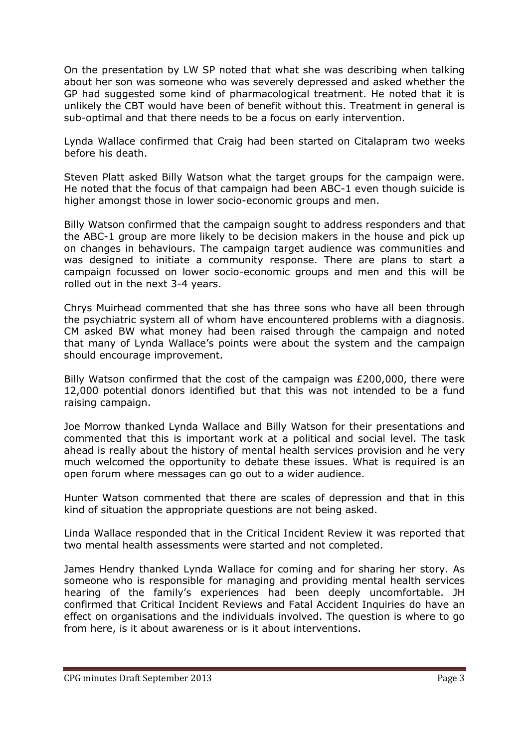On the presentation by LW SP noted that what she was describing when talking about her son was someone who was severely depressed and asked whether the GP had suggested some kind of pharmacological treatment. He noted that it is unlikely the CBT would have been of benefit without this. Treatment in general is sub-optimal and that there needs to be a focus on early intervention.

Lynda Wallace confirmed that Craig had been started on Citalapram two weeks before his death.

Steven Platt asked Billy Watson what the target groups for the campaign were. He noted that the focus of that campaign had been ABC-1 even though suicide is higher amongst those in lower socio-economic groups and men.

Billy Watson confirmed that the campaign sought to address responders and that the ABC-1 group are more likely to be decision makers in the house and pick up on changes in behaviours. The campaign target audience was communities and was designed to initiate a community response. There are plans to start a campaign focussed on lower socio-economic groups and men and this will be rolled out in the next 3-4 years.

Chrys Muirhead commented that she has three sons who have all been through the psychiatric system all of whom have encountered problems with a diagnosis. CM asked BW what money had been raised through the campaign and noted that many of Lynda Wallace's points were about the system and the campaign should encourage improvement.

Billy Watson confirmed that the cost of the campaign was £200,000, there were 12,000 potential donors identified but that this was not intended to be a fund raising campaign.

Joe Morrow thanked Lynda Wallace and Billy Watson for their presentations and commented that this is important work at a political and social level. The task ahead is really about the history of mental health services provision and he very much welcomed the opportunity to debate these issues. What is required is an open forum where messages can go out to a wider audience.

Hunter Watson commented that there are scales of depression and that in this kind of situation the appropriate questions are not being asked.

Linda Wallace responded that in the Critical Incident Review it was reported that two mental health assessments were started and not completed.

James Hendry thanked Lynda Wallace for coming and for sharing her story. As someone who is responsible for managing and providing mental health services hearing of the family's experiences had been deeply uncomfortable. JH confirmed that Critical Incident Reviews and Fatal Accident Inquiries do have an effect on organisations and the individuals involved. The question is where to go from here, is it about awareness or is it about interventions.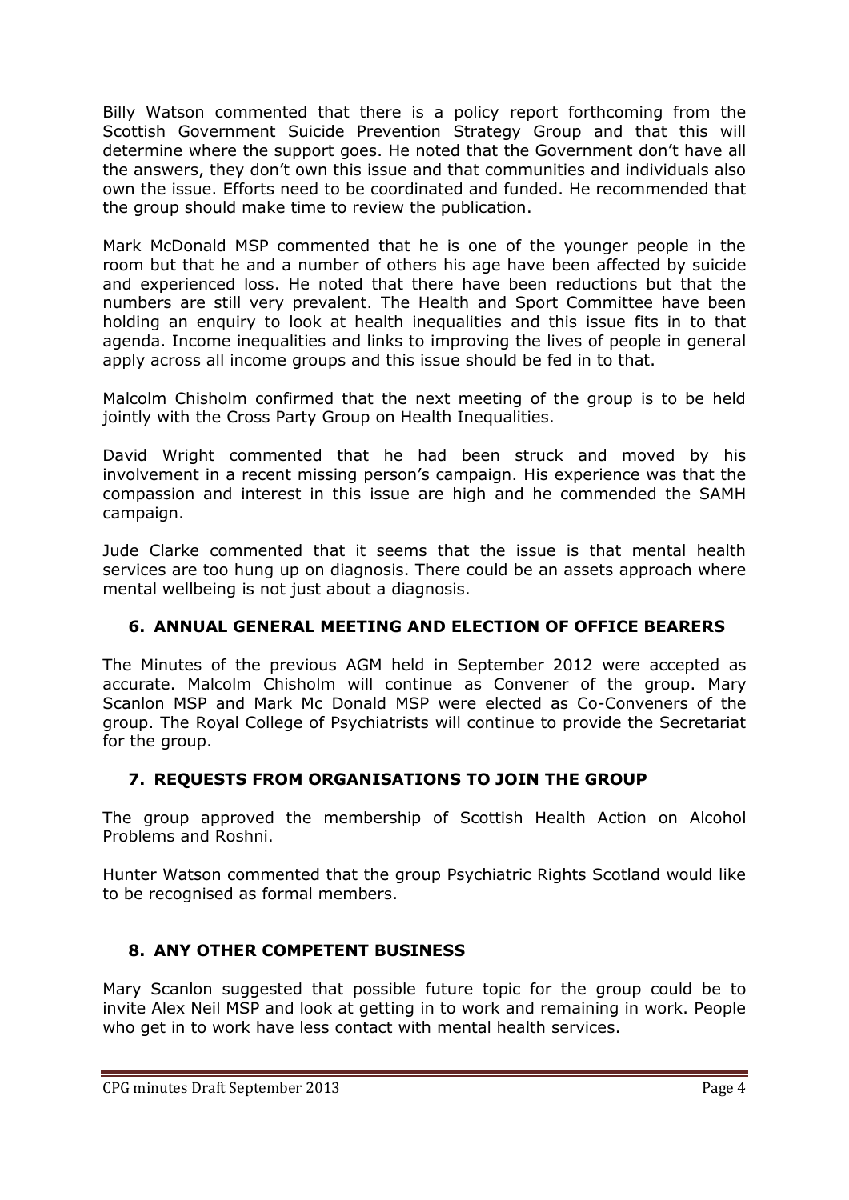Billy Watson commented that there is a policy report forthcoming from the Scottish Government Suicide Prevention Strategy Group and that this will determine where the support goes. He noted that the Government don't have all the answers, they don't own this issue and that communities and individuals also own the issue. Efforts need to be coordinated and funded. He recommended that the group should make time to review the publication.

Mark McDonald MSP commented that he is one of the younger people in the room but that he and a number of others his age have been affected by suicide and experienced loss. He noted that there have been reductions but that the numbers are still very prevalent. The Health and Sport Committee have been holding an enquiry to look at health inequalities and this issue fits in to that agenda. Income inequalities and links to improving the lives of people in general apply across all income groups and this issue should be fed in to that.

Malcolm Chisholm confirmed that the next meeting of the group is to be held jointly with the Cross Party Group on Health Inequalities.

David Wright commented that he had been struck and moved by his involvement in a recent missing person's campaign. His experience was that the compassion and interest in this issue are high and he commended the SAMH campaign.

Jude Clarke commented that it seems that the issue is that mental health services are too hung up on diagnosis. There could be an assets approach where mental wellbeing is not just about a diagnosis.

## 6. ANNUAL GENERAL MEETING AND ELECTION OF OFFICE BEARERS

The Minutes of the previous AGM held in September 2012 were accepted as accurate. Malcolm Chisholm will continue as Convener of the group. Mary Scanlon MSP and Mark Mc Donald MSP were elected as Co-Conveners of the group. The Royal College of Psychiatrists will continue to provide the Secretariat for the group.

## 7. REQUESTS FROM ORGANISATIONS TO JOIN THE GROUP

The group approved the membership of Scottish Health Action on Alcohol Problems and Roshni.

Hunter Watson commented that the group Psychiatric Rights Scotland would like to be recognised as formal members.

## 8. ANY OTHER COMPETENT BUSINESS

Mary Scanlon suggested that possible future topic for the group could be to invite Alex Neil MSP and look at getting in to work and remaining in work. People who get in to work have less contact with mental health services.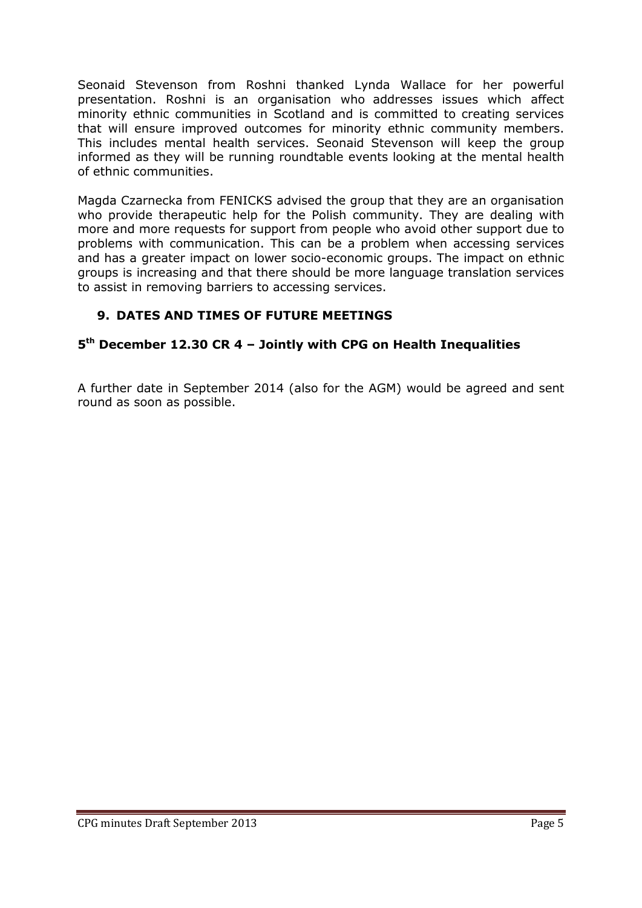Seonaid Stevenson from Roshni thanked Lynda Wallace for her powerful presentation. Roshni is an organisation who addresses issues which affect minority ethnic communities in Scotland and is committed to creating services that will ensure improved outcomes for minority ethnic community members. This includes mental health services. Seonaid Stevenson will keep the group informed as they will be running roundtable events looking at the mental health of ethnic communities.

Magda Czarnecka from FENICKS advised the group that they are an organisation who provide therapeutic help for the Polish community. They are dealing with more and more requests for support from people who avoid other support due to problems with communication. This can be a problem when accessing services and has a greater impact on lower socio-economic groups. The impact on ethnic groups is increasing and that there should be more language translation services to assist in removing barriers to accessing services.

## 9. DATES AND TIMES OF FUTURE MEETINGS

**5th December 12.30 CR 4 – Jointly with CPG on Health Inequalities**

A further date in September 2014 (also for the AGM) would be agreed and sent round as soon as possible.